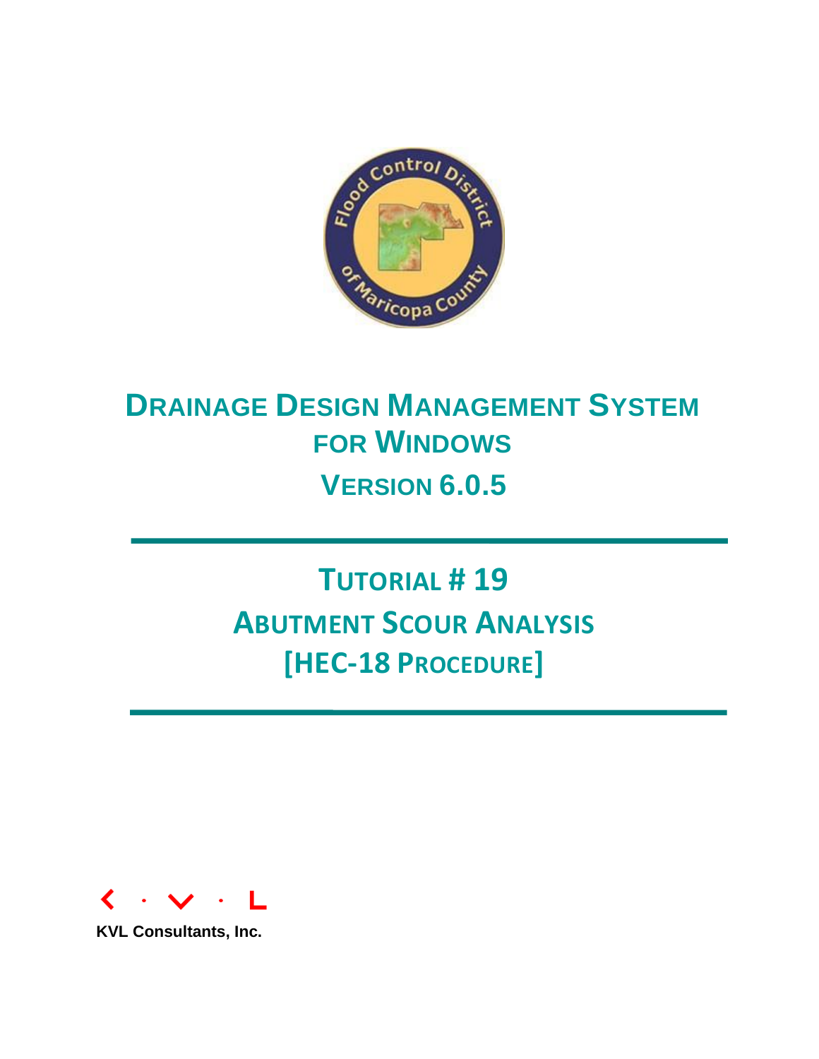# DRAINAGE DESIGN MANAGEMENT SYSTEM FOR WINDOWS

## VERSION 6.0.5

# TUTORIAL # 19

# ABUTMENT SCOUR ANALYSIS

# [HEC-18 PROCEDURE]

K · V · L

**KVL Consultants, Inc.**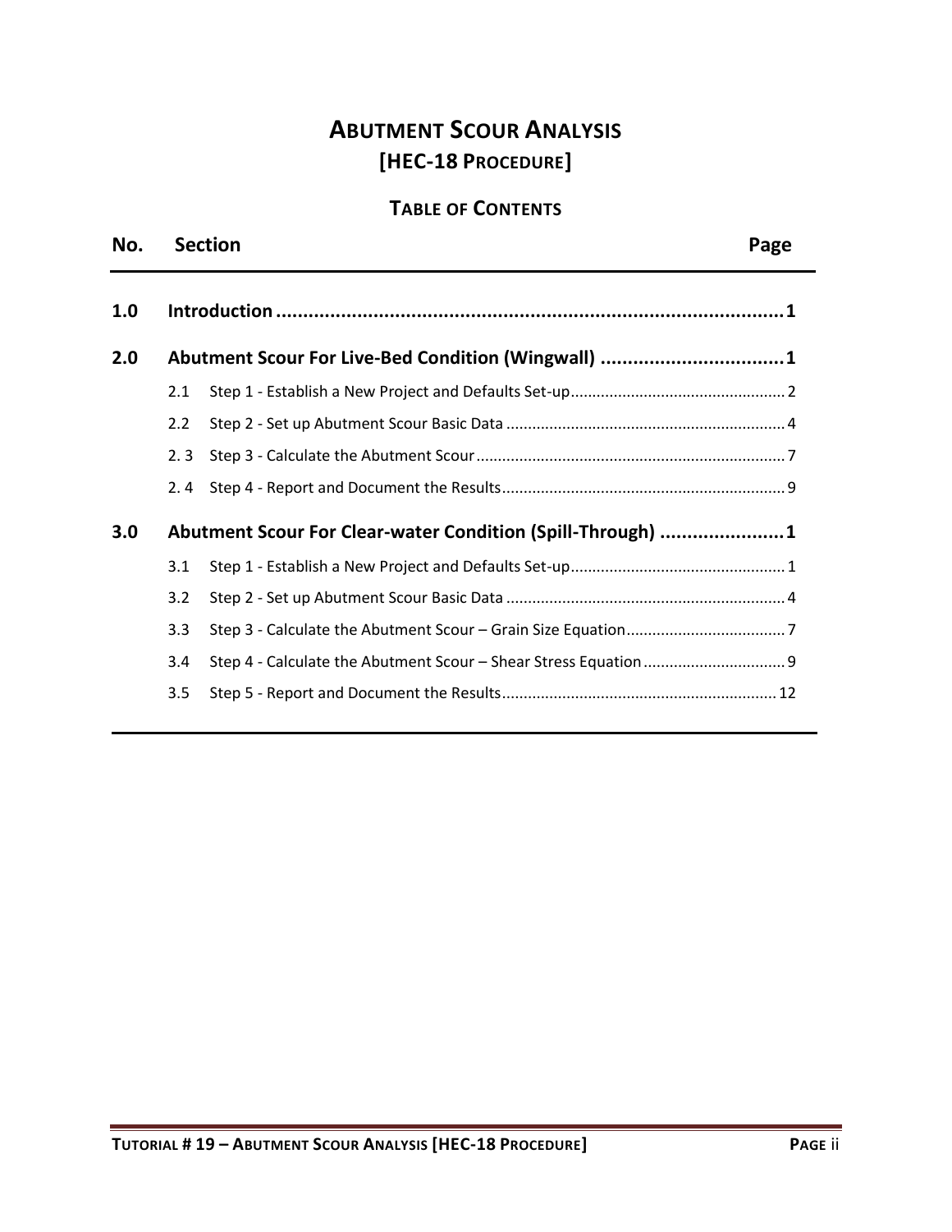# Abutment Scour Analysis
## [HEC-18 Procedure]

### Table of Contents

| No. | Section | Page |
|---|---|---|
| **1.0** | **Introduction** | **1** |
| **2.0** | **Abutment Scour For Live-Bed Condition (Wingwall)** | **1** |
| 2.1 | Step 1 - Establish a New Project and Defaults Set-up | 2 |
| 2.2 | Step 2 - Set up Abutment Scour Basic Data | 4 |
| 2. 3 | Step 3 - Calculate the Abutment Scour | 7 |
| 2. 4 | Step 4 - Report and Document the Results | 9 |
| **3.0** | **Abutment Scour For Clear-water Condition (Spill-Through)** | **1** |
| 3.1 | Step 1 - Establish a New Project and Defaults Set-up | 1 |
| 3.2 | Step 2 - Set up Abutment Scour Basic Data | 4 |
| 3.3 | Step 3 - Calculate the Abutment Scour – Grain Size Equation | 7 |
| 3.4 | Step 4 - Calculate the Abutment Scour – Shear Stress Equation | 9 |
| 3.5 | Step 5 - Report and Document the Results | 12 |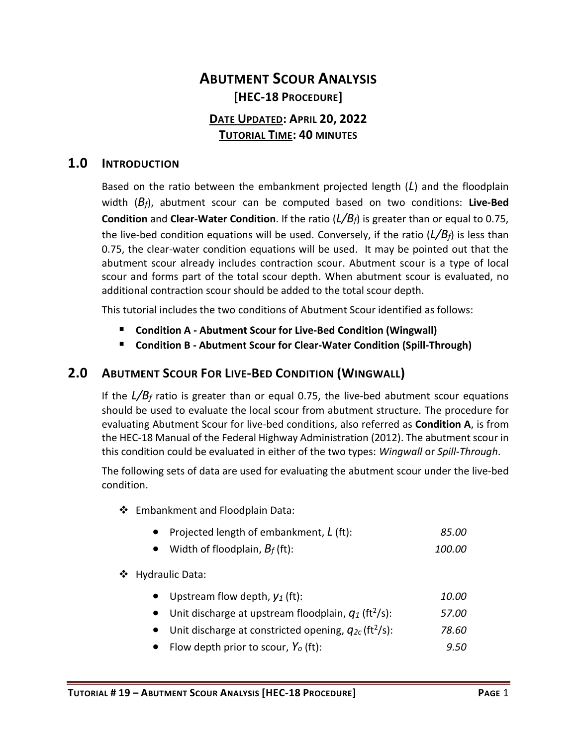# ABUTMENT SCOUR ANALYSIS

## [HEC-18 PROCEDURE]

**DATE UPDATED: APRIL 20, 2022**

**TUTORIAL TIME: 40 MINUTES**

## 1.0 INTRODUCTION

Based on the ratio between the embankment projected length ($L$) and the floodplain width ($B_f$), abutment scour can be computed based on two conditions: **Live-Bed Condition** and **Clear-Water Condition**. If the ratio ($L/B_f$) is greater than or equal to 0.75, the live-bed condition equations will be used. Conversely, if the ratio ($L/B_f$) is less than 0.75, the clear-water condition equations will be used. It may be pointed out that the abutment scour already includes contraction scour. Abutment scour is a type of local scour and forms part of the total scour depth. When abutment scour is evaluated, no additional contraction scour should be added to the total scour depth.

This tutorial includes the two conditions of Abutment Scour identified as follows:

- **Condition A - Abutment Scour for Live-Bed Condition (Wingwall)**
- **Condition B - Abutment Scour for Clear-Water Condition (Spill-Through)**

## 2.0 ABUTMENT SCOUR FOR LIVE-BED CONDITION (WINGWALL)

If the $L/B_f$ ratio is greater than or equal 0.75, the live-bed abutment scour equations should be used to evaluate the local scour from abutment structure. The procedure for evaluating Abutment Scour for live-bed conditions, also referred as **Condition A**, is from the HEC-18 Manual of the Federal Highway Administration (2012). The abutment scour in this condition could be evaluated in either of the two types: *Wingwall* or *Spill-Through*.

The following sets of data are used for evaluating the abutment scour under the live-bed condition.

- Embankment and Floodplain Data:
  - Projected length of embankment, $L$ (ft): *85.00*
  - Width of floodplain, $B_f$ (ft): *100.00*
- Hydraulic Data:
  - Upstream flow depth, $y_1$ (ft): *10.00*
  - Unit discharge at upstream floodplain, $q_1$ (ft$^2$/s): *57.00*
  - Unit discharge at constricted opening, $q_{2c}$ (ft$^2$/s): *78.60*
  - Flow depth prior to scour, $Y_o$ (ft): *9.50*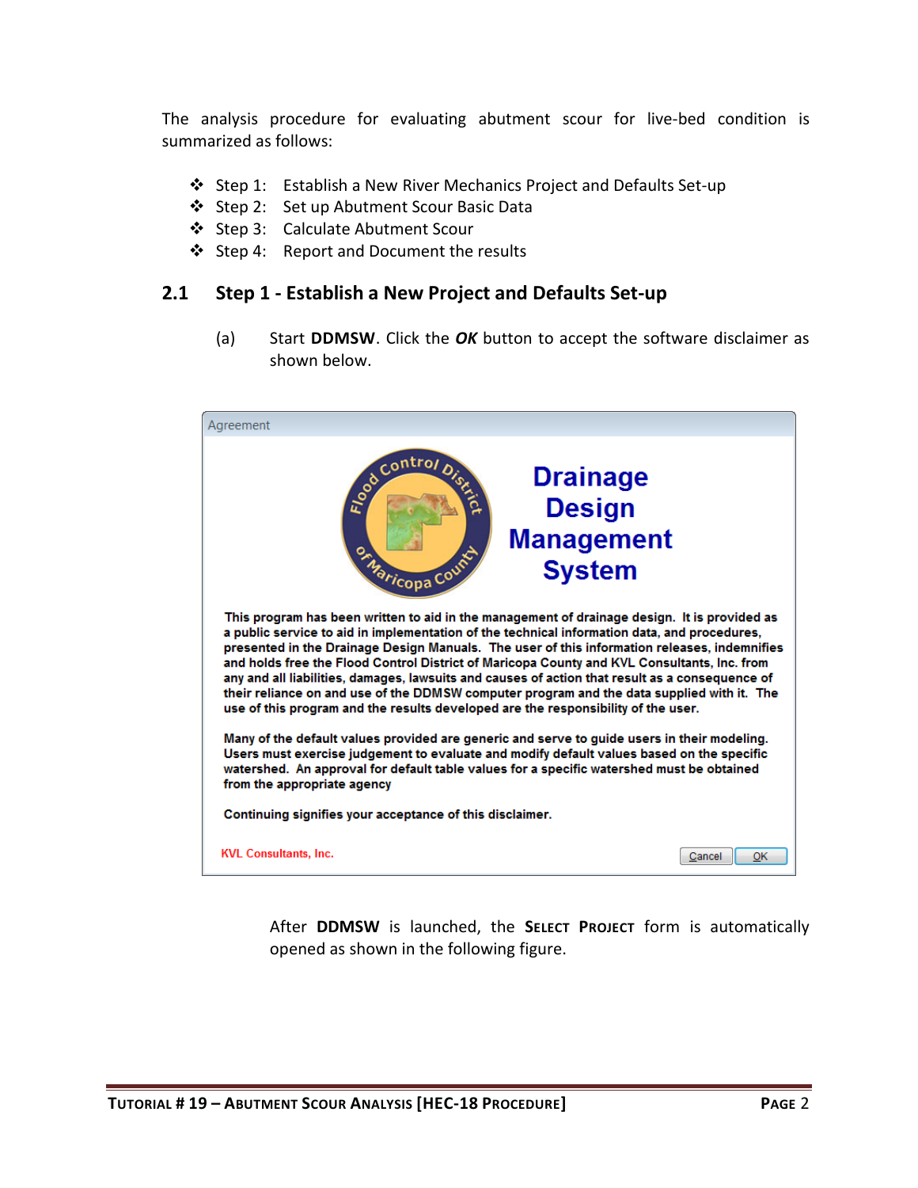The analysis procedure for evaluating abutment scour for live-bed condition is summarized as follows:

- Step 1: Establish a New River Mechanics Project and Defaults Set-up
- Step 2: Set up Abutment Scour Basic Data
- Step 3: Calculate Abutment Scour
- Step 4: Report and Document the results

## 2.1 Step 1 - Establish a New Project and Defaults Set-up

(a) Start **DDMSW**. Click the ***OK*** button to accept the software disclaimer as shown below.

After **DDMSW** is launched, the **SELECT PROJECT** form is automatically opened as shown in the following figure.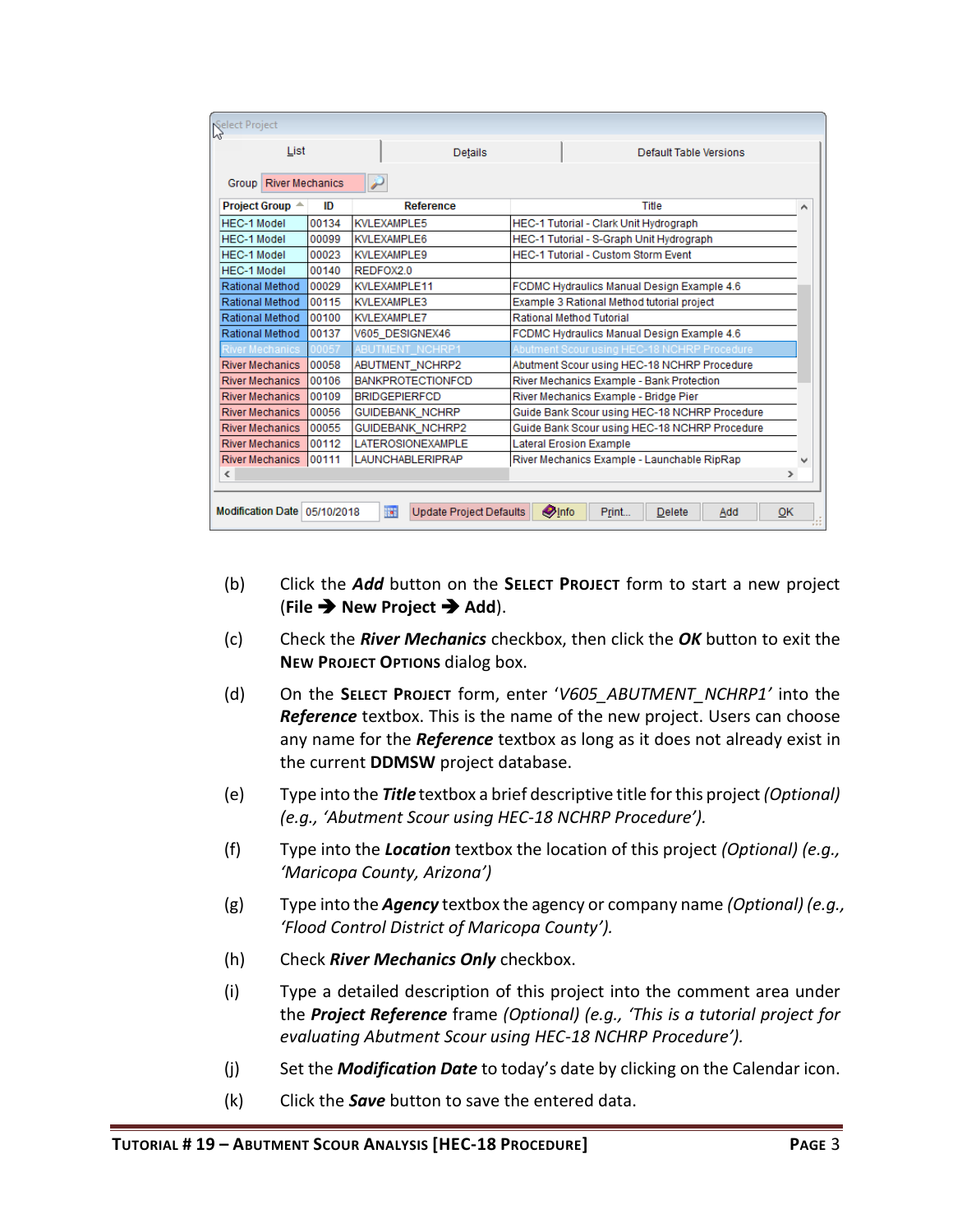| Project Group | ID | Reference | Title |
|---|---|---|---|
| HEC-1 Model | 00134 | KVLEXAMPLE5 | HEC-1 Tutorial - Clark Unit Hydrograph |
| HEC-1 Model | 00099 | KVLEXAMPLE6 | HEC-1 Tutorial - S-Graph Unit Hydrograph |
| HEC-1 Model | 00023 | KVLEXAMPLE9 | HEC-1 Tutorial - Custom Storm Event |
| HEC-1 Model | 00140 | REDFOX2.0 | |
| Rational Method | 00029 | KVLEXAMPLE11 | FCDMC Hydraulics Manual Design Example 4.6 |
| Rational Method | 00115 | KVLEXAMPLE3 | Example 3 Rational Method tutorial project |
| Rational Method | 00100 | KVLEXAMPLE7 | Rational Method Tutorial |
| Rational Method | 00137 | V605_DESIGNEX46 | FCDMC Hydraulics Manual Design Example 4.6 |
| River Mechanics | 00057 | ABUTMENT_NCHRP1 | Abutment Scour using HEC-18 NCHRP Procedure |
| River Mechanics | 00058 | ABUTMENT_NCHRP2 | Abutment Scour using HEC-18 NCHRP Procedure |
| River Mechanics | 00106 | BANKPROTECTIONFCD | River Mechanics Example - Bank Protection |
| River Mechanics | 00109 | BRIDGEPIERFCD | River Mechanics Example - Bridge Pier |
| River Mechanics | 00056 | GUIDEBANK_NCHRP | Guide Bank Scour using HEC-18 NCHRP Procedure |
| River Mechanics | 00055 | GUIDEBANK_NCHRP2 | Guide Bank Scour using HEC-18 NCHRP Procedure |
| River Mechanics | 00112 | LATEROSIONEXAMPLE | Lateral Erosion Example |
| River Mechanics | 00111 | LAUNCHABLERIPRAP | River Mechanics Example - Launchable RipRap |

(b) Click the ***Add*** button on the **SELECT PROJECT** form to start a new project (**File ➔ New Project ➔ Add**).

(c) Check the ***River Mechanics*** checkbox, then click the ***OK*** button to exit the **NEW PROJECT OPTIONS** dialog box.

(d) On the **SELECT PROJECT** form, enter '*V605_ABUTMENT_NCHRP1*' into the ***Reference*** textbox. This is the name of the new project. Users can choose any name for the ***Reference*** textbox as long as it does not already exist in the current **DDMSW** project database.

(e) Type into the ***Title*** textbox a brief descriptive title for this project *(Optional) (e.g., 'Abutment Scour using HEC-18 NCHRP Procedure').*

(f) Type into the ***Location*** textbox the location of this project *(Optional) (e.g., 'Maricopa County, Arizona')*

(g) Type into the ***Agency*** textbox the agency or company name *(Optional) (e.g., 'Flood Control District of Maricopa County').*

(h) Check ***River Mechanics Only*** checkbox.

(i) Type a detailed description of this project into the comment area under the ***Project Reference*** frame *(Optional) (e.g., 'This is a tutorial project for evaluating Abutment Scour using HEC-18 NCHRP Procedure').*

(j) Set the ***Modification Date*** to today's date by clicking on the Calendar icon.

(k) Click the ***Save*** button to save the entered data.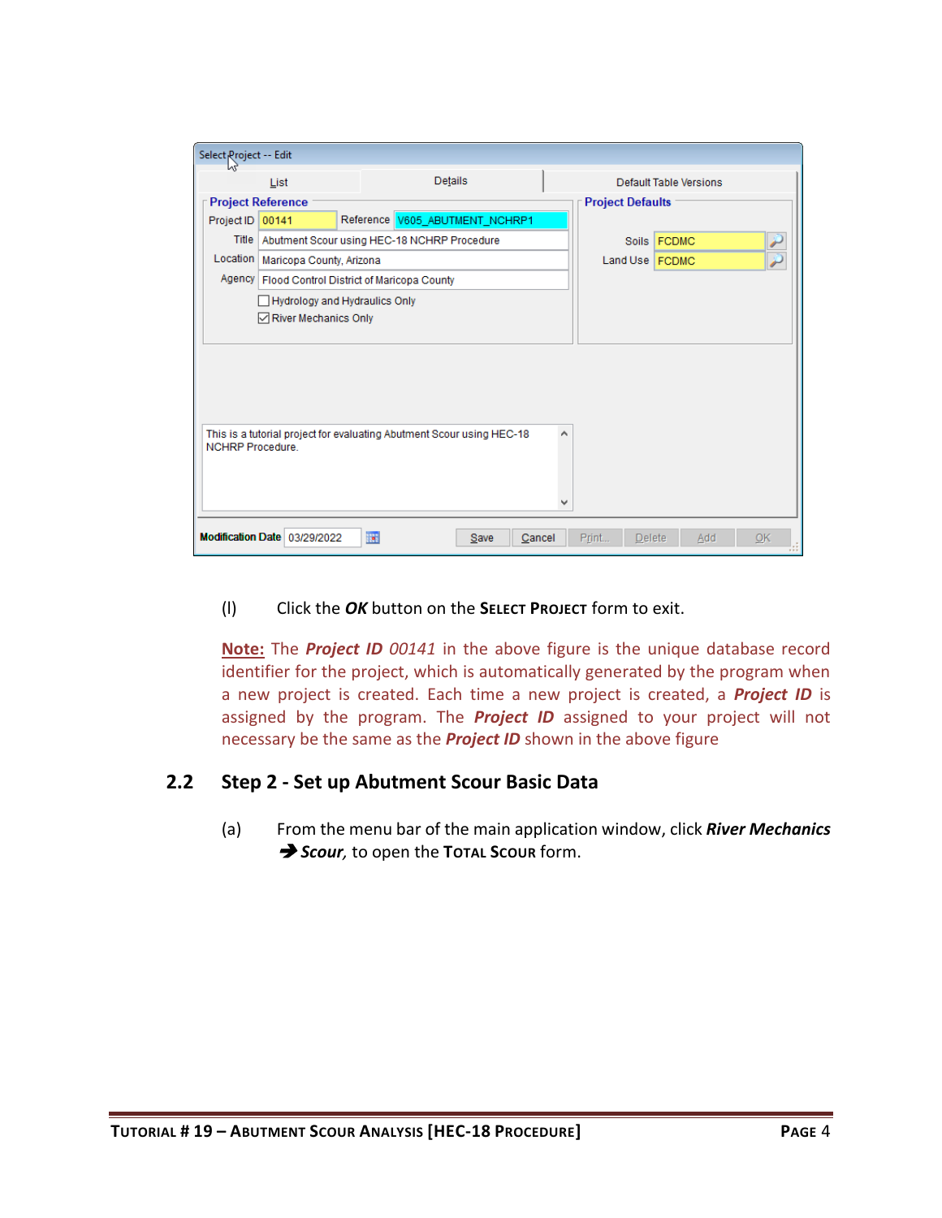(l) Click the ***OK*** button on the **SELECT PROJECT** form to exit.

**Note:** The ***Project ID*** *00141* in the above figure is the unique database record identifier for the project, which is automatically generated by the program when a new project is created. Each time a new project is created, a ***Project ID*** is assigned by the program. The ***Project ID*** assigned to your project will not necessary be the same as the ***Project ID*** shown in the above figure

## 2.2 Step 2 - Set up Abutment Scour Basic Data

(a) From the menu bar of the main application window, click ***River Mechanics*** ➔ ***Scour***, to open the **TOTAL SCOUR** form.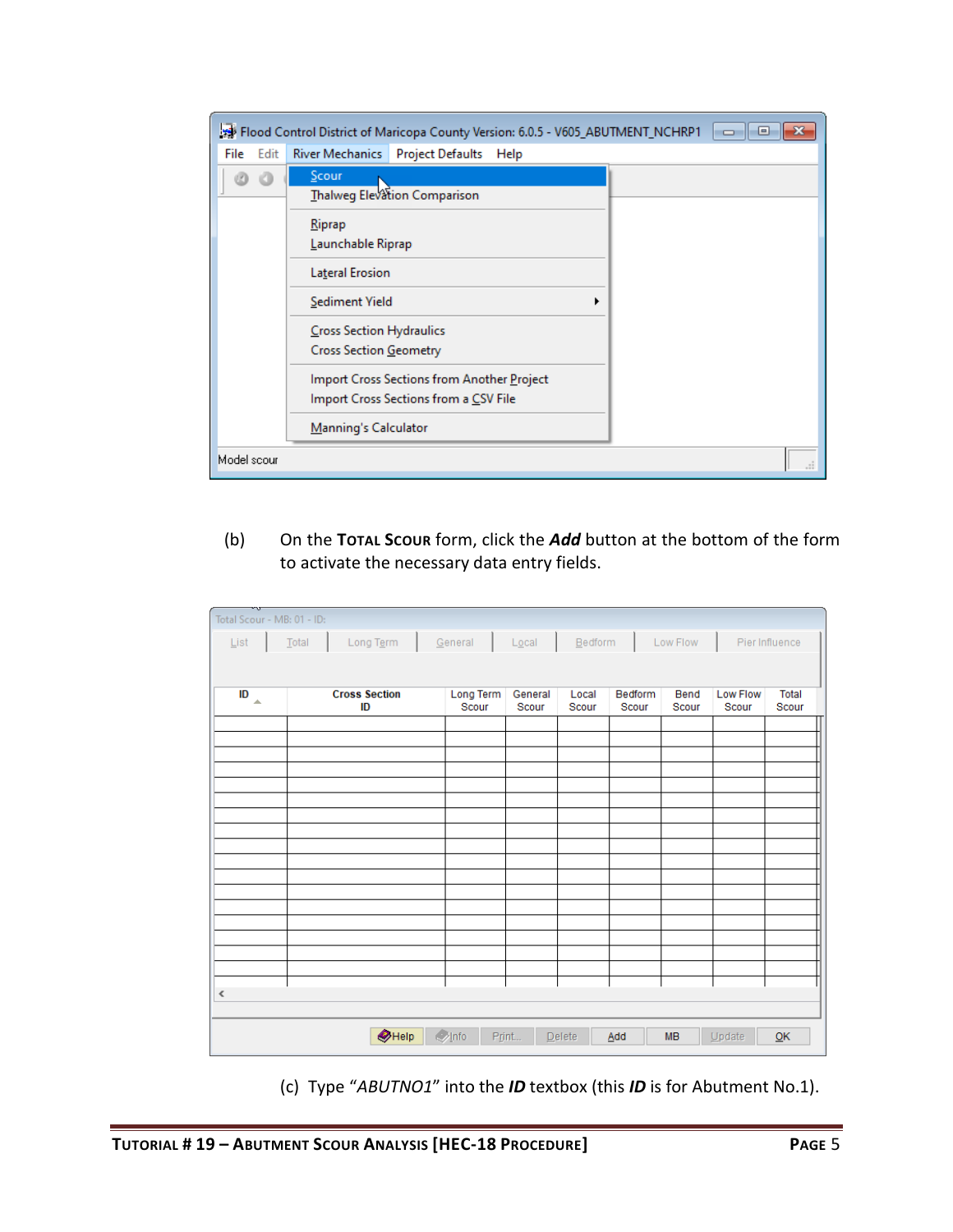(b) On the **Total Scour** form, click the ***Add*** button at the bottom of the form to activate the necessary data entry fields.

(c) Type "*ABUTNO1*" into the ***ID*** textbox (this ***ID*** is for Abutment No.1).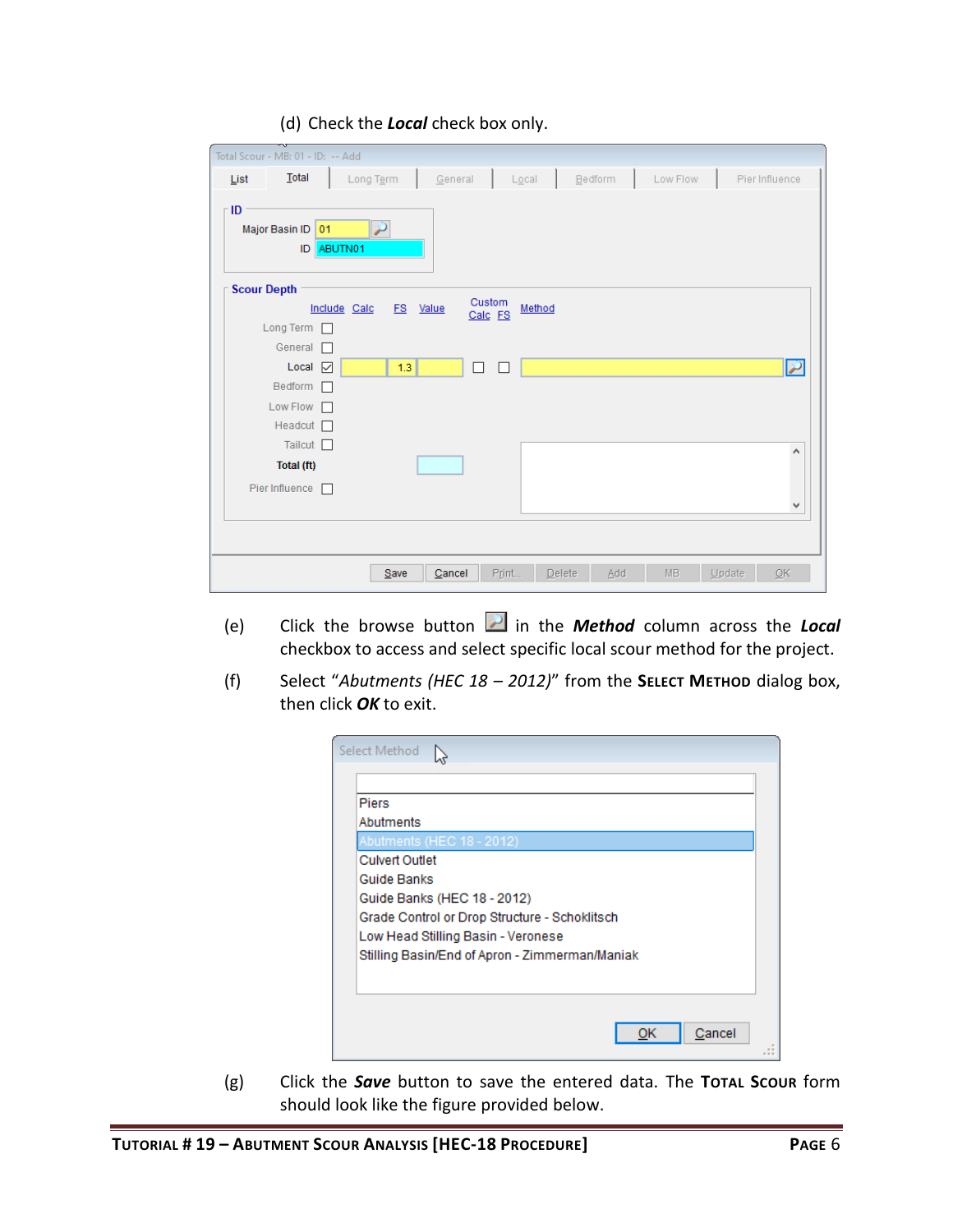(d) Check the ***Local*** check box only.

(e) Click the browse button in the ***Method*** column across the ***Local*** checkbox to access and select specific local scour method for the project.

(f) Select "*Abutments (HEC 18 – 2012)*" from the **Select Method** dialog box, then click ***OK*** to exit.

(g) Click the ***Save*** button to save the entered data. The **Total Scour** form should look like the figure provided below.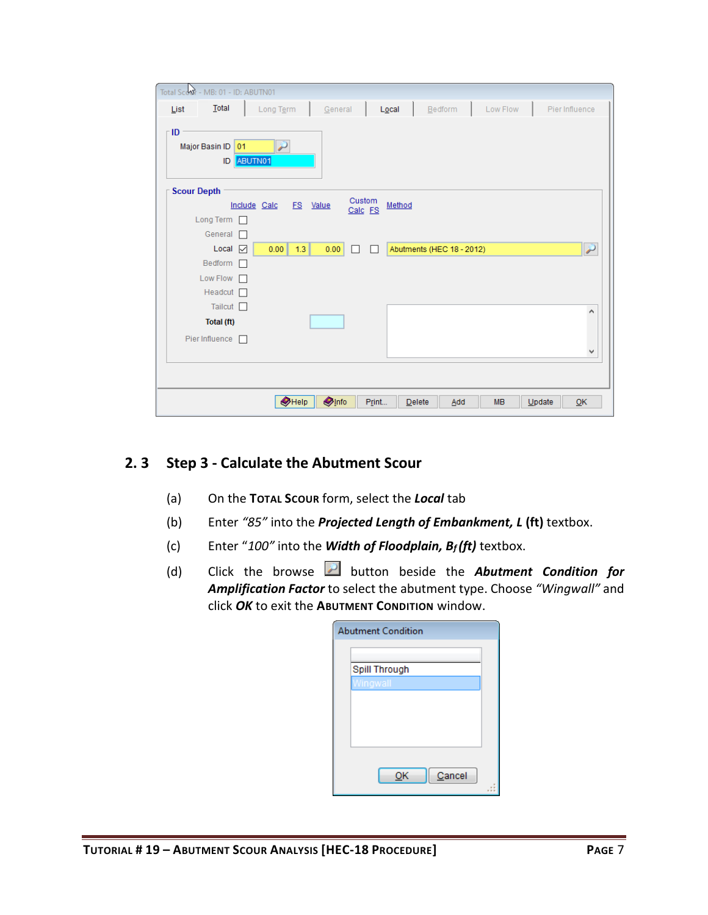## 2. 3 Step 3 - Calculate the Abutment Scour

(a) On the **Total Scour** form, select the ***Local*** tab

(b) Enter *"85"* into the ***Projected Length of Embankment, L*** **(ft)** textbox.

(c) Enter *"100"* into the ***Width of Floodplain, $B_f$ (ft)*** textbox.

(d) Click the browse button beside the ***Abutment Condition for Amplification Factor*** to select the abutment type. Choose *"Wingwall"* and click ***OK*** to exit the **Abutment Condition** window.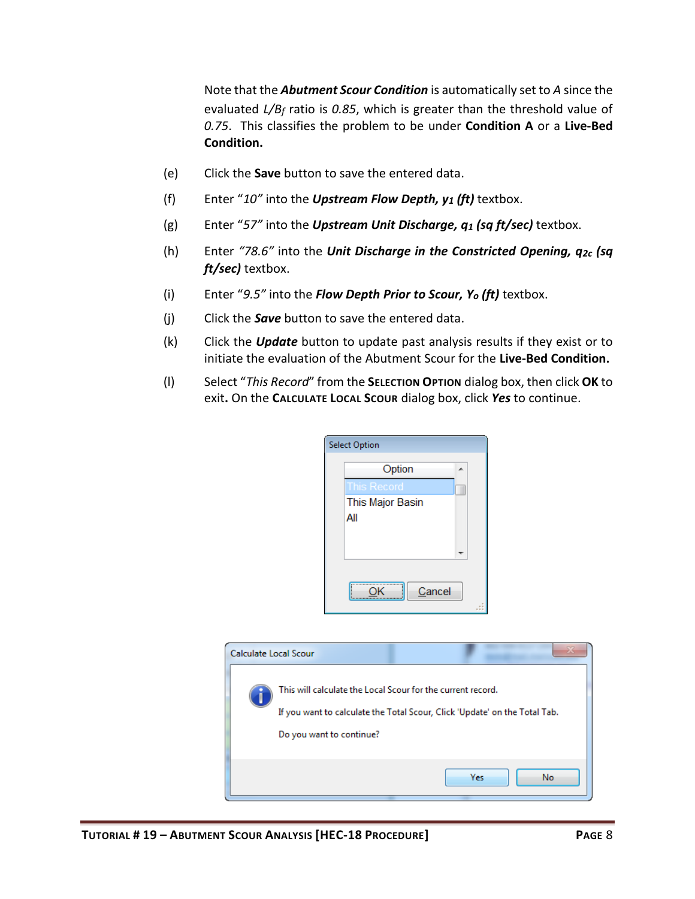Note that the ***Abutment Scour Condition*** is automatically set to *A* since the evaluated $L/B_f$ ratio is *0.85*, which is greater than the threshold value of *0.75*. This classifies the problem to be under **Condition A** or a **Live-Bed Condition.**

(e) Click the **Save** button to save the entered data.

(f) Enter "*10*" into the ***Upstream Flow Depth, $y_1$ (ft)*** textbox.

(g) Enter "*57*" into the ***Upstream Unit Discharge, $q_1$ (sq ft/sec)*** textbox.

(h) Enter *"78.6"* into the ***Unit Discharge in the Constricted Opening, $q_{2c}$ (sq ft/sec)*** textbox.

(i) Enter "*9.5*" into the ***Flow Depth Prior to Scour, $Y_o$ (ft)*** textbox.

(j) Click the ***Save*** button to save the entered data.

(k) Click the ***Update*** button to update past analysis results if they exist or to initiate the evaluation of the Abutment Scour for the **Live-Bed Condition.**

(l) Select "*This Record*" from the **SELECTION OPTION** dialog box, then click **OK** to exit**.** On the **CALCULATE LOCAL SCOUR** dialog box, click ***Yes*** to continue.

Select Option

| Option |
| --- |
| This Record |
| This Major Basin |
| All |

OK Cancel

Calculate Local Scour

This will calculate the Local Scour for the current record.

If you want to calculate the Total Scour, Click 'Update' on the Total Tab.

Do you want to continue?

Yes No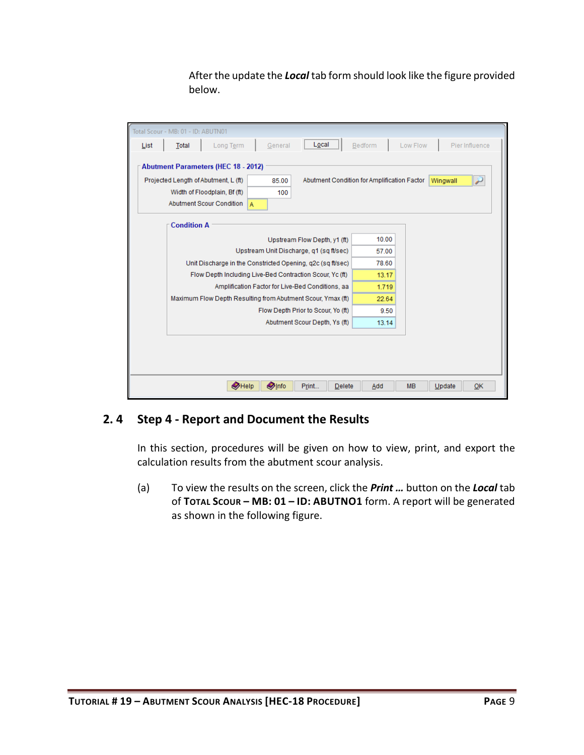After the update the ***Local*** tab form should look like the figure provided below.

## 2.4 Step 4 - Report and Document the Results

In this section, procedures will be given on how to view, print, and export the calculation results from the abutment scour analysis.

(a) To view the results on the screen, click the ***Print …*** button on the ***Local*** tab of **TOTAL SCOUR – MB: 01 – ID: ABUTNO1** form. A report will be generated as shown in the following figure.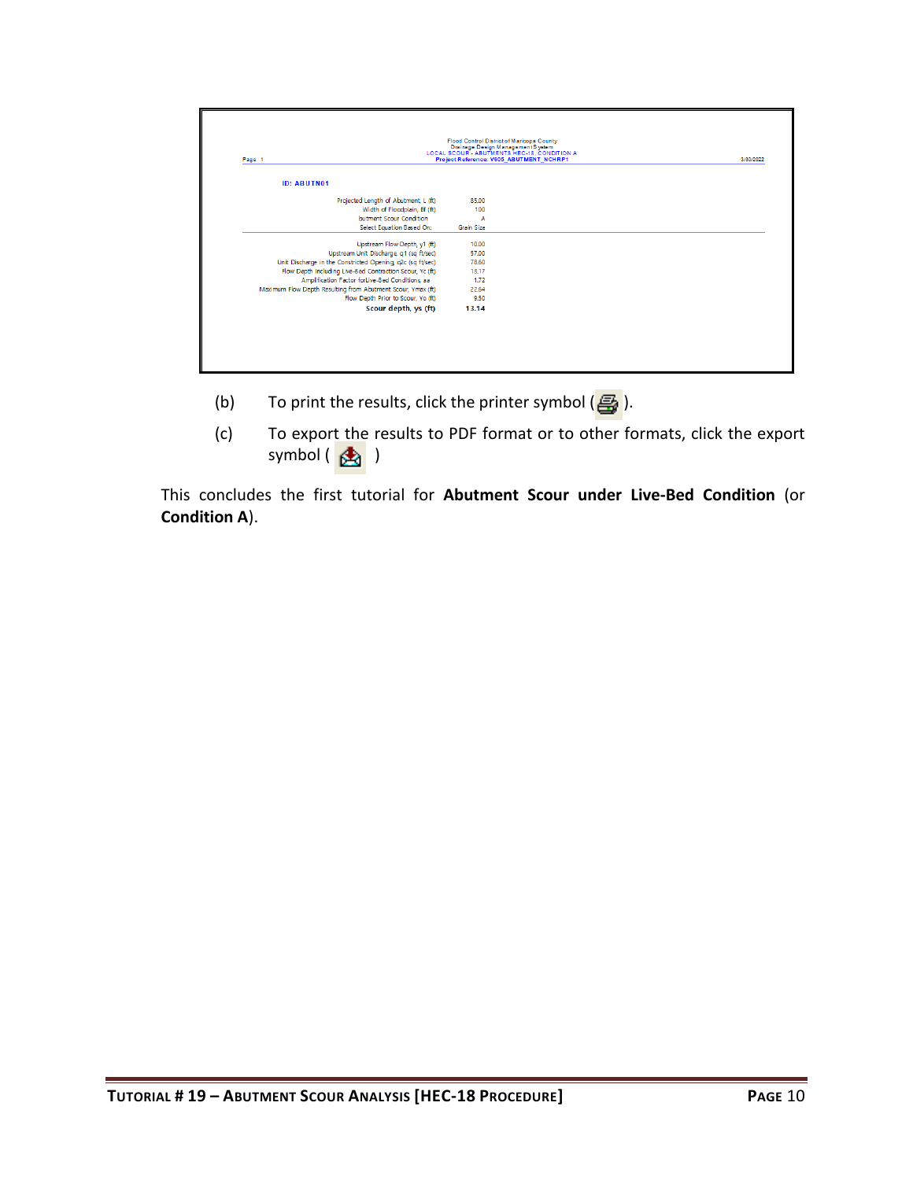Flood Control District of Maricopa County
Drainage Design Management System
LOCAL SCOUR - ABUTMENTS HEC-18, CONDITION A
Project Reference: V605_ABUTMENT_NCHRP1

Page 1 3/30/2022

**ID: ABUTN01**

| | |
|---|---|
| Projected Length of Abutment, L (ft) | 85.00 |
| Width of Floodplain, Bf (ft) | 100 |
| butment Scour Condition | A |
| Select Equation Based On: | Grain Size |
| Upstream Flow Depth, y1 (ft) | 10.00 |
| Upstream Unit Discharge, q1 (sq ft/sec) | 57.00 |
| Unit Discharge in the Constricted Opening, q2c (sq ft/sec) | 78.60 |
| Flow Depth Including Live-Bed Contraction Scour, Yc (ft) | 13.17 |
| Amplification Factor forLive-Bed Conditions, aa | 1.72 |
| Maximum Flow Depth Resulting from Abutment Scour, Ymax (ft) | 22.64 |
| Flow Depth Prior to Scour, Yo (ft) | 9.50 |
| **Scour depth, ys (ft)** | **13.14** |

(b) To print the results, click the printer symbol ( ).

(c) To export the results to PDF format or to other formats, click the export symbol ( )

This concludes the first tutorial for **Abutment Scour under Live-Bed Condition** (or **Condition A**).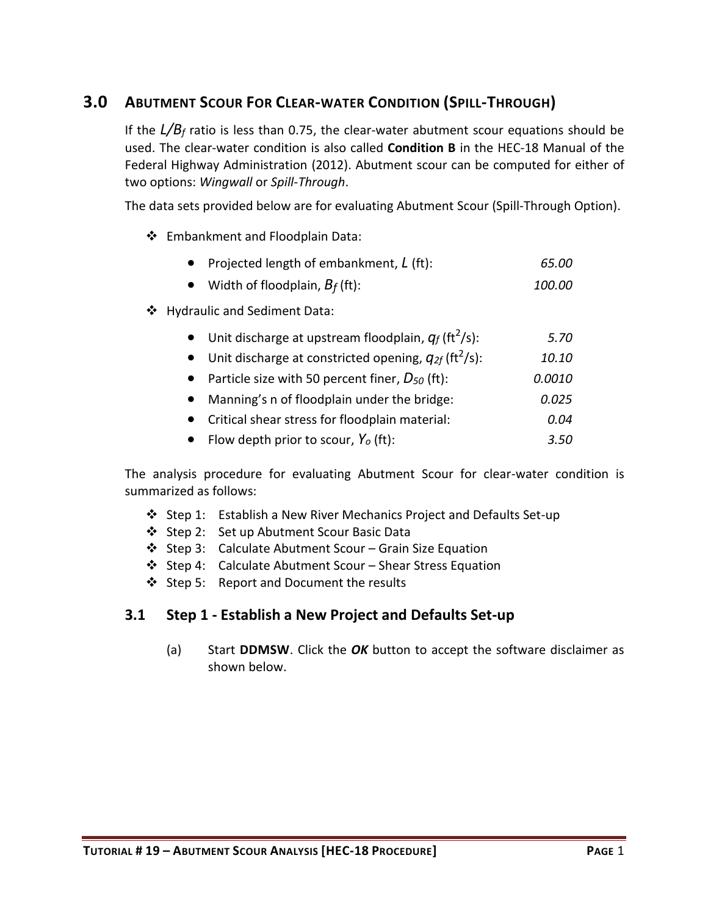## 3.0 Abutment Scour For Clear-water Condition (Spill-Through)

If the $L/B_f$ ratio is less than 0.75, the clear-water abutment scour equations should be used. The clear-water condition is also called **Condition B** in the HEC-18 Manual of the Federal Highway Administration (2012). Abutment scour can be computed for either of two options: *Wingwall* or *Spill-Through*.

The data sets provided below are for evaluating Abutment Scour (Spill-Through Option).

- Embankment and Floodplain Data:
  - Projected length of embankment, $L$ (ft): *65.00*
  - Width of floodplain, $B_f$ (ft): *100.00*
- Hydraulic and Sediment Data:
  - Unit discharge at upstream floodplain, $q_f$ (ft$^2$/s): *5.70*
  - Unit discharge at constricted opening, $q_{2f}$ (ft$^2$/s): *10.10*
  - Particle size with 50 percent finer, $D_{50}$ (ft): *0.0010*
  - Manning's n of floodplain under the bridge: *0.025*
  - Critical shear stress for floodplain material: *0.04*
  - Flow depth prior to scour, $Y_o$ (ft): *3.50*

The analysis procedure for evaluating Abutment Scour for clear-water condition is summarized as follows:

- Step 1: Establish a New River Mechanics Project and Defaults Set-up
- Step 2: Set up Abutment Scour Basic Data
- Step 3: Calculate Abutment Scour – Grain Size Equation
- Step 4: Calculate Abutment Scour – Shear Stress Equation
- Step 5: Report and Document the results

### 3.1 Step 1 - Establish a New Project and Defaults Set-up

(a) Start **DDMSW**. Click the ***OK*** button to accept the software disclaimer as shown below.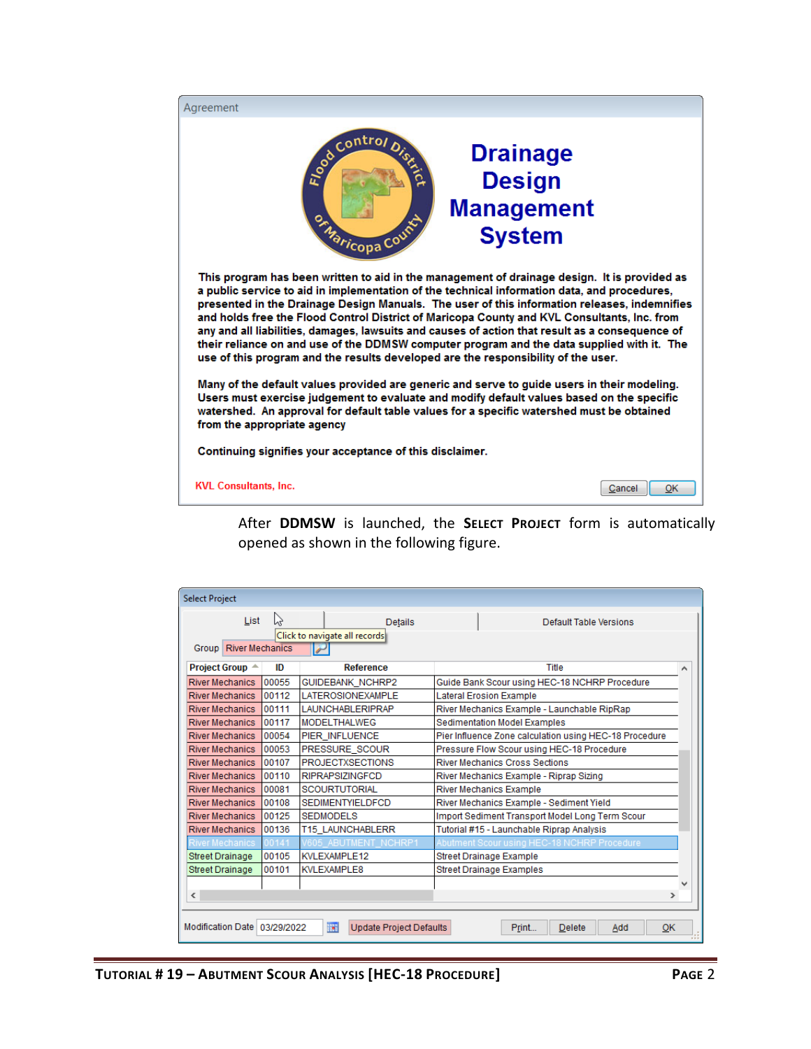Agreement

**Drainage Design Management System**

**This program has been written to aid in the management of drainage design. It is provided as a public service to aid in implementation of the technical information data, and procedures, presented in the Drainage Design Manuals. The user of this information releases, indemnifies and holds free the Flood Control District of Maricopa County and KVL Consultants, Inc. from any and all liabilities, damages, lawsuits and causes of action that result as a consequence of their reliance on and use of the DDMSW computer program and the data supplied with it. The use of this program and the results developed are the responsibility of the user.**

**Many of the default values provided are generic and serve to guide users in their modeling. Users must exercise judgement to evaluate and modify default values based on the specific watershed. An approval for default table values for a specific watershed must be obtained from the appropriate agency**

**Continuing signifies your acceptance of this disclaimer.**

KVL Consultants, Inc. — Cancel — OK

After **DDMSW** is launched, the **Select Project** form is automatically opened as shown in the following figure.

Select Project

List | Details | Default Table Versions

Click to navigate all records

Group: River Mechanics

| Project Group | ID | Reference | Title |
|---|---|---|---|
| River Mechanics | 00055 | GUIDEBANK_NCHRP2 | Guide Bank Scour using HEC-18 NCHRP Procedure |
| River Mechanics | 00112 | LATEROSIONEXAMPLE | Lateral Erosion Example |
| River Mechanics | 00111 | LAUNCHABLERIPRAP | River Mechanics Example - Launchable RipRap |
| River Mechanics | 00117 | MODELTHALWEG | Sedimentation Model Examples |
| River Mechanics | 00054 | PIER_INFLUENCE | Pier Influence Zone calculation using HEC-18 Procedure |
| River Mechanics | 00053 | PRESSURE_SCOUR | Pressure Flow Scour using HEC-18 Procedure |
| River Mechanics | 00107 | PROJECTXSECTIONS | River Mechanics Cross Sections |
| River Mechanics | 00110 | RIPRAPSIZINGFCD | River Mechanics Example - Riprap Sizing |
| River Mechanics | 00081 | SCOURTUTORIAL | River Mechanics Example |
| River Mechanics | 00108 | SEDIMENTYIELDFCD | River Mechanics Example - Sediment Yield |
| River Mechanics | 00125 | SEDMODELS | Import Sediment Transport Model Long Term Scour |
| River Mechanics | 00136 | T15_LAUNCHABLERR | Tutorial #15 - Launchable Riprap Analysis |
| River Mechanics | 00141 | V605_ABUTMENT_NCHRP1 | Abutment Scour using HEC-18 NCHRP Procedure |
| Street Drainage | 00105 | KVLEXAMPLE12 | Street Drainage Example |
| Street Drainage | 00101 | KVLEXAMPLE8 | Street Drainage Examples |

Modification Date 03/29/2022 — Update Project Defaults — Print... — Delete — Add — OK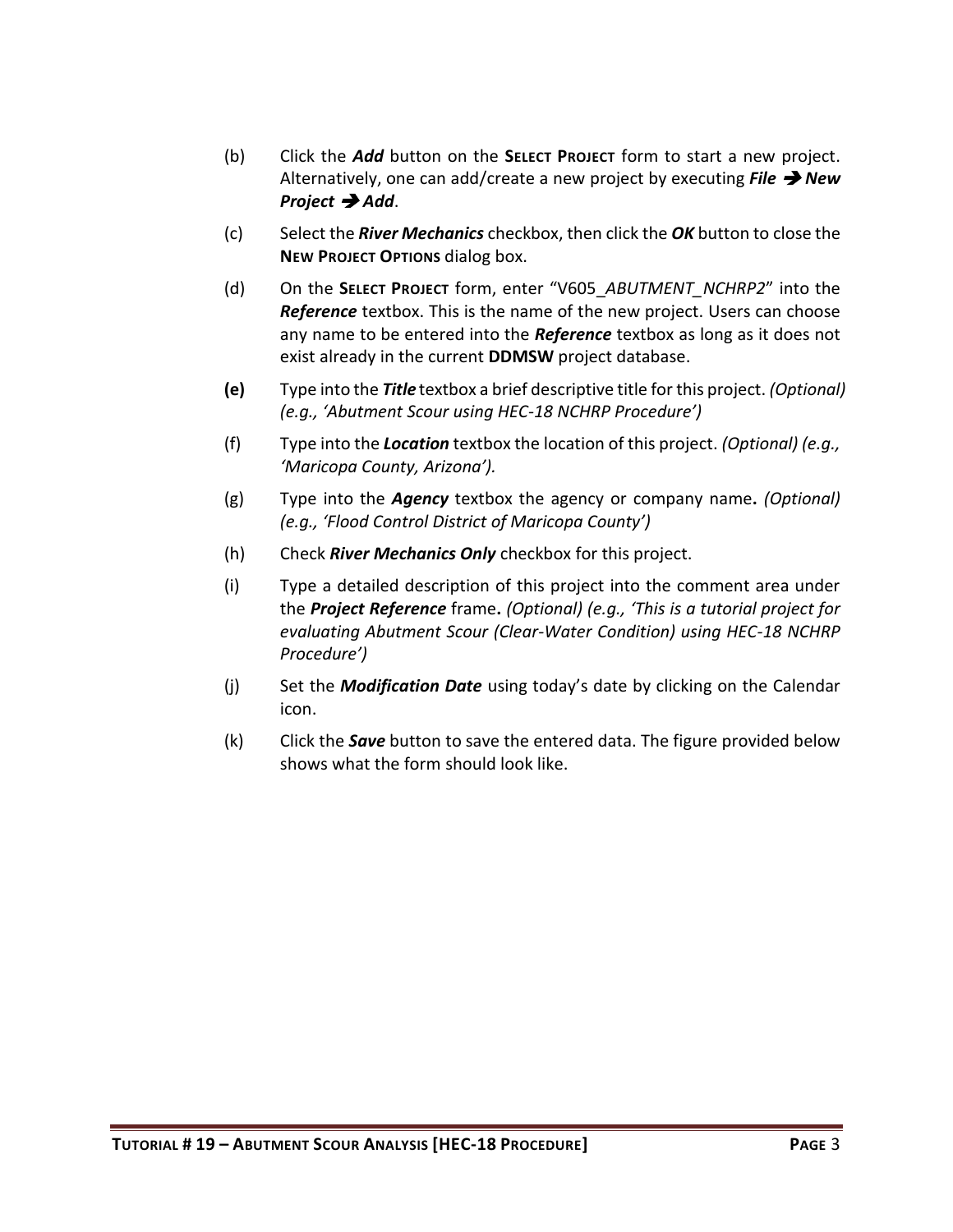(b) Click the ***Add*** button on the **SELECT PROJECT** form to start a new project. Alternatively, one can add/create a new project by executing ***File* ➔ *New Project* ➔ *Add***.

(c) Select the ***River Mechanics*** checkbox, then click the ***OK*** button to close the **NEW PROJECT OPTIONS** dialog box.

(d) On the **SELECT PROJECT** form, enter "V605_*ABUTMENT_NCHRP2*" into the ***Reference*** textbox. This is the name of the new project. Users can choose any name to be entered into the ***Reference*** textbox as long as it does not exist already in the current **DDMSW** project database.

**(e)** Type into the ***Title*** textbox a brief descriptive title for this project. *(Optional) (e.g., 'Abutment Scour using HEC-18 NCHRP Procedure')*

(f) Type into the ***Location*** textbox the location of this project. *(Optional) (e.g., 'Maricopa County, Arizona').*

(g) Type into the ***Agency*** textbox the agency or company name**.** *(Optional) (e.g., 'Flood Control District of Maricopa County')*

(h) Check ***River Mechanics Only*** checkbox for this project.

(i) Type a detailed description of this project into the comment area under the ***Project Reference*** frame**.** *(Optional) (e.g., 'This is a tutorial project for evaluating Abutment Scour (Clear-Water Condition) using HEC-18 NCHRP Procedure')*

(j) Set the ***Modification Date*** using today's date by clicking on the Calendar icon.

(k) Click the ***Save*** button to save the entered data. The figure provided below shows what the form should look like.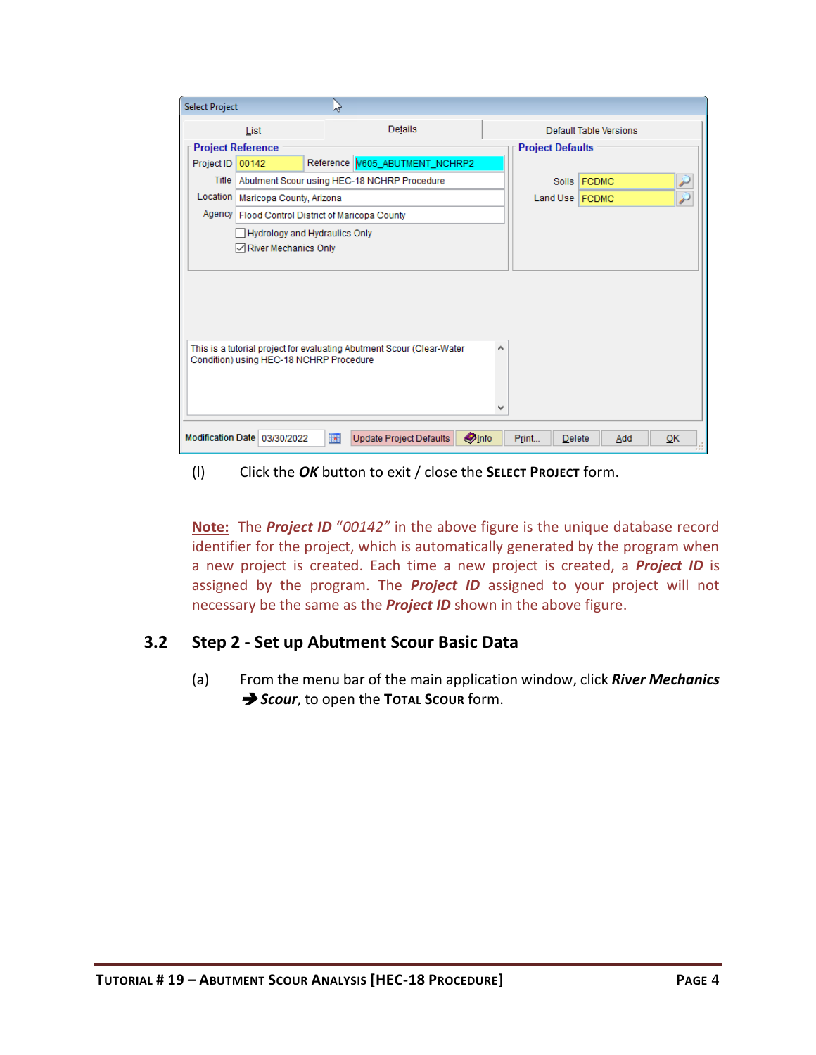(l) Click the ***OK*** button to exit / close the **SELECT PROJECT** form.

**Note:** The ***Project ID*** *"00142"* in the above figure is the unique database record identifier for the project, which is automatically generated by the program when a new project is created. Each time a new project is created, a ***Project ID*** is assigned by the program. The ***Project ID*** assigned to your project will not necessary be the same as the ***Project ID*** shown in the above figure.

## 3.2 Step 2 - Set up Abutment Scour Basic Data

(a) From the menu bar of the main application window, click ***River Mechanics* → *Scour***, to open the **TOTAL SCOUR** form.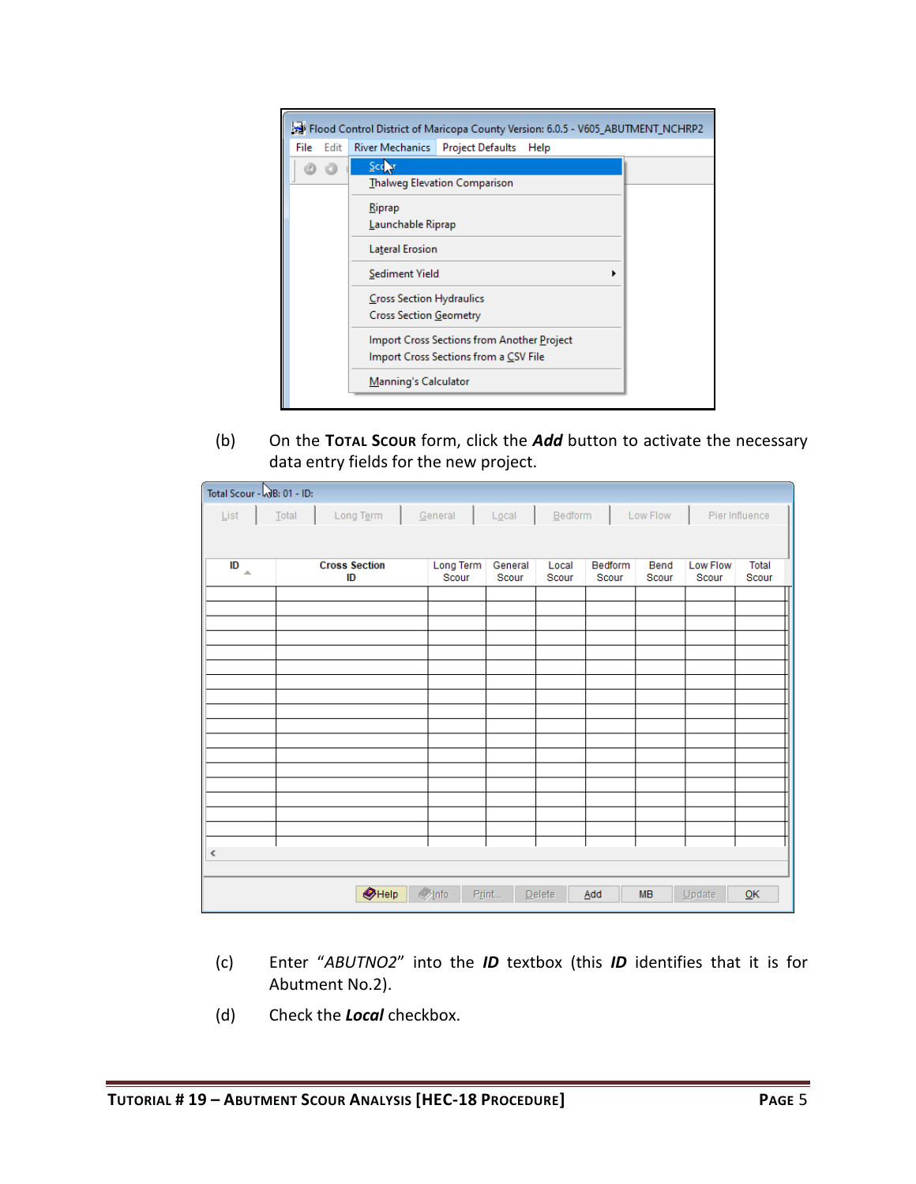(b) On the **Total Scour** form, click the ***Add*** button to activate the necessary data entry fields for the new project.

(c) Enter "*ABUTNO2*" into the ***ID*** textbox (this ***ID*** identifies that it is for Abutment No.2).

(d) Check the ***Local*** checkbox.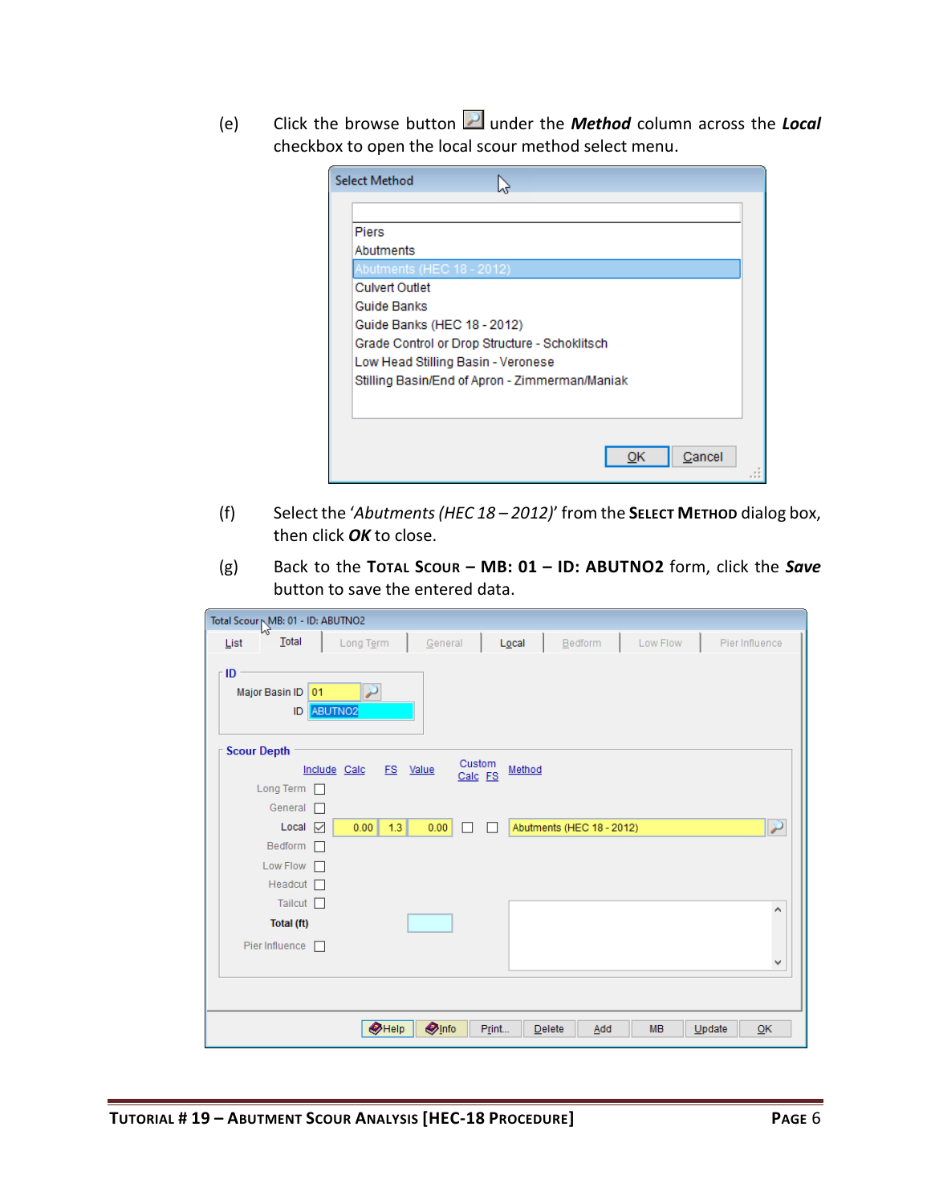(e) Click the browse button under the ***Method*** column across the ***Local*** checkbox to open the local scour method select menu.

(f) Select the '*Abutments (HEC 18 – 2012)*' from the **SELECT METHOD** dialog box, then click ***OK*** to close.

(g) Back to the **TOTAL SCOUR – MB: 01 – ID: ABUTNO2** form, click the ***Save*** button to save the entered data.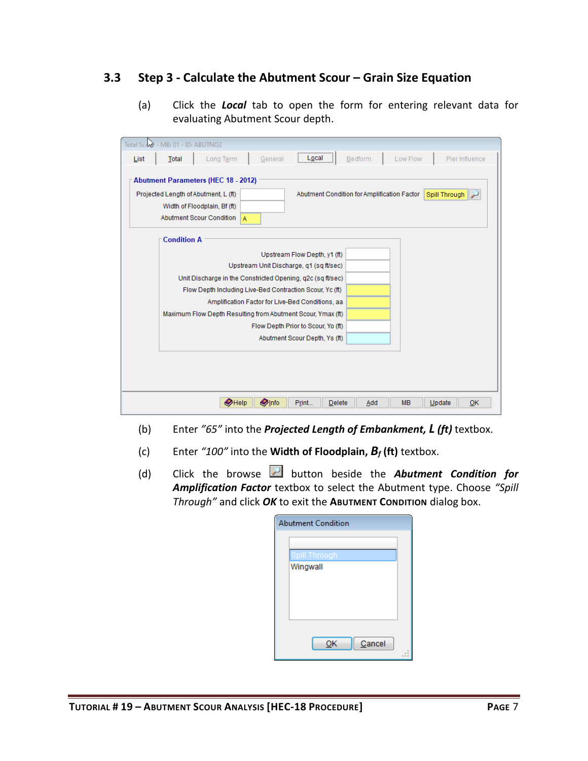## 3.3 Step 3 - Calculate the Abutment Scour – Grain Size Equation

(a) Click the ***Local*** tab to open the form for entering relevant data for evaluating Abutment Scour depth.

(b) Enter *"65"* into the ***Projected Length of Embankment, L (ft)*** textbox.

(c) Enter *"100"* into the **Width of Floodplain, $B_f$ (ft)** textbox.

(d) Click the browse button beside the ***Abutment Condition for Amplification Factor*** textbox to select the Abutment type. Choose *"Spill Through"* and click ***OK*** to exit the **Abutment Condition** dialog box.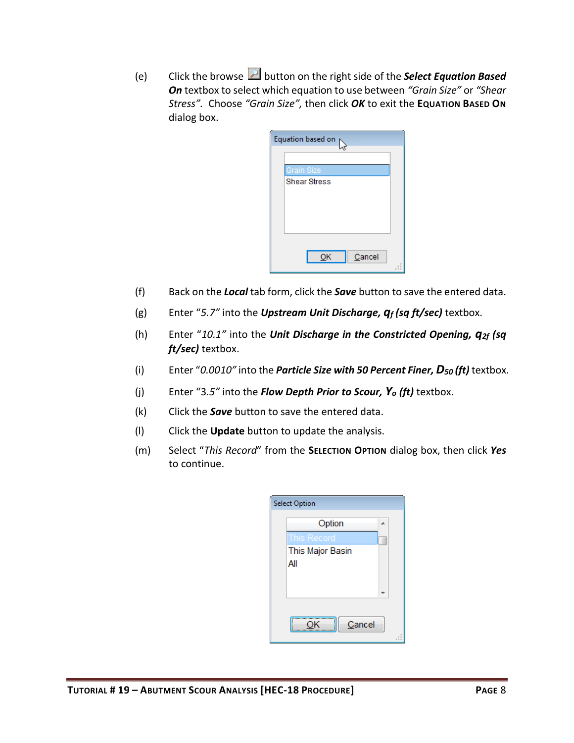(e) Click the browse button on the right side of the ***Select Equation Based On*** textbox to select which equation to use between *"Grain Size"* or *"Shear Stress"*. Choose *"Grain Size"*, then click ***OK*** to exit the **EQUATION BASED ON** dialog box.

(f) Back on the ***Local*** tab form, click the ***Save*** button to save the entered data.

(g) Enter "*5.7*" into the ***Upstream Unit Discharge, $q_f$ (sq ft/sec)*** textbox.

(h) Enter "*10.1*" into the ***Unit Discharge in the Constricted Opening, $q_{2f}$ (sq ft/sec)*** textbox.

(i) Enter "*0.0010*" into the ***Particle Size with 50 Percent Finer, $D_{50}$ (ft)*** textbox.

(j) Enter "3.*5*" into the ***Flow Depth Prior to Scour, $Y_o$ (ft)*** textbox.

(k) Click the ***Save*** button to save the entered data.

(l) Click the **Update** button to update the analysis.

(m) Select "*This Record*" from the **SELECTION OPTION** dialog box, then click ***Yes*** to continue.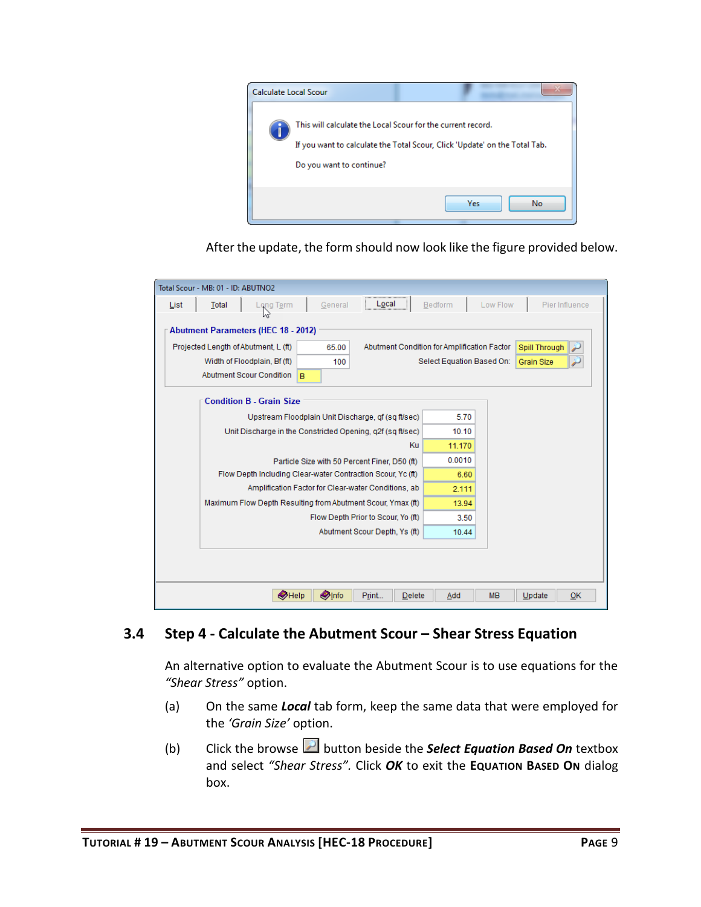Calculate Local Scour

This will calculate the Local Scour for the current record.

If you want to calculate the Total Scour, Click 'Update' on the Total Tab.

Do you want to continue?

Yes No

After the update, the form should now look like the figure provided below.

Total Scour - MB: 01 - ID: ABUTNO2

List | Total | Long Term | General | Local | Bedform | Low Flow | Pier Influence

**Abutment Parameters (HEC 18 - 2012)**

| | | | |
|---|---|---|---|
| Projected Length of Abutment, L (ft) | 65.00 | Abutment Condition for Amplification Factor | Spill Through |
| Width of Floodplain, Bf (ft) | 100 | Select Equation Based On: | Grain Size |
| Abutment Scour Condition | B | | |

**Condition B - Grain Size**

| | |
|---|---|
| Upstream Floodplain Unit Discharge, qf (sq ft/sec) | 5.70 |
| Unit Discharge in the Constricted Opening, q2f (sq ft/sec) | 10.10 |
| Ku | 11.170 |
| Particle Size with 50 Percent Finer, D50 (ft) | 0.0010 |
| Flow Depth Including Clear-water Contraction Scour, Yc (ft) | 6.60 |
| Amplification Factor for Clear-water Conditions, ab | 2.111 |
| Maximum Flow Depth Resulting from Abutment Scour, Ymax (ft) | 13.94 |
| Flow Depth Prior to Scour, Yo (ft) | 3.50 |
| Abutment Scour Depth, Ys (ft) | 10.44 |

Help | Info | Print... | Delete | Add | MB | Update | OK

## 3.4 Step 4 - Calculate the Abutment Scour – Shear Stress Equation

An alternative option to evaluate the Abutment Scour is to use equations for the *"Shear Stress"* option.

(a) On the same ***Local*** tab form, keep the same data that were employed for the *'Grain Size'* option.

(b) Click the browse button beside the ***Select Equation Based On*** textbox and select *"Shear Stress"*. Click ***OK*** to exit the **Equation Based On** dialog box.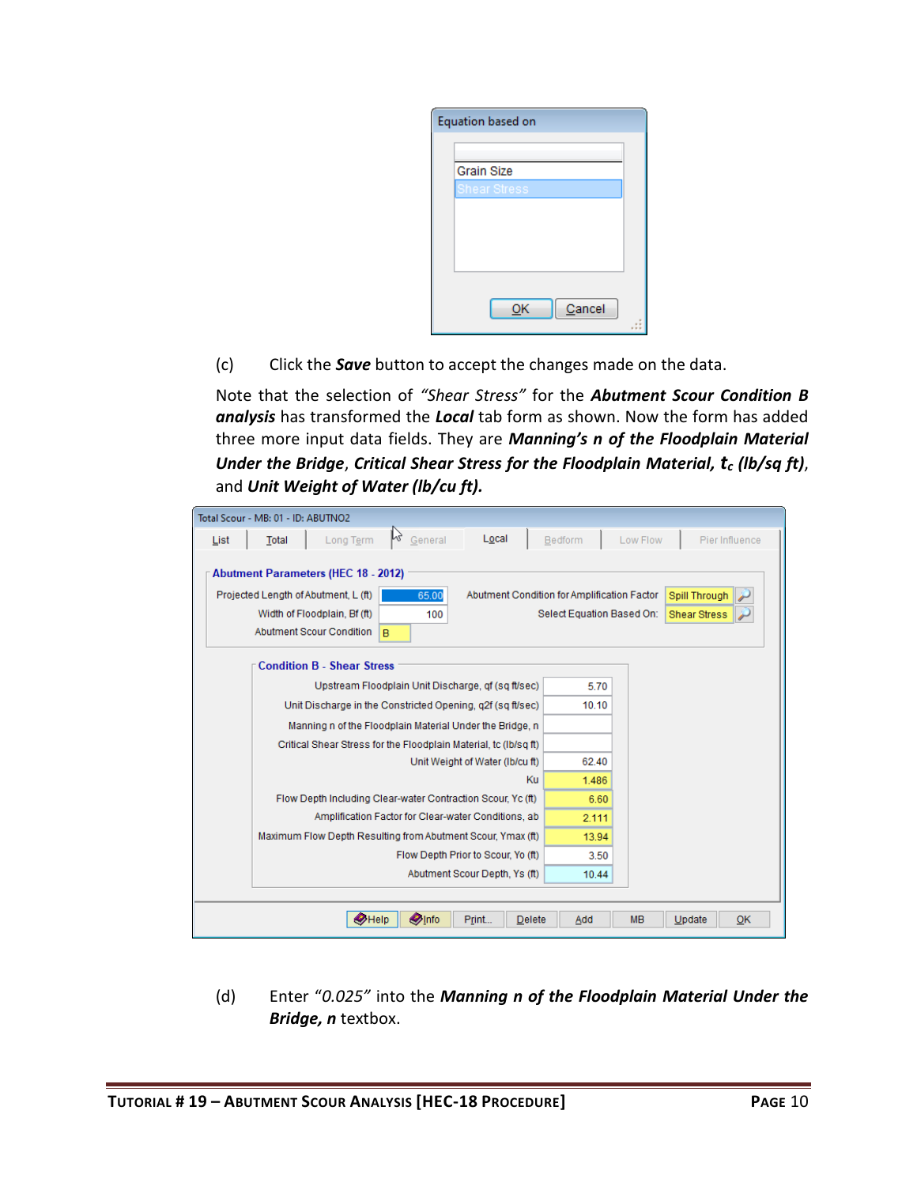Equation based on

Grain Size
Shear Stress

OK Cancel

(c) Click the ***Save*** button to accept the changes made on the data.

Note that the selection of *"Shear Stress"* for the ***Abutment Scour Condition B analysis*** has transformed the ***Local*** tab form as shown. Now the form has added three more input data fields. They are ***Manning's n of the Floodplain Material Under the Bridge***, ***Critical Shear Stress for the Floodplain Material, $t_c$ (lb/sq ft)***, and ***Unit Weight of Water (lb/cu ft).***

Total Scour - MB: 01 - ID: ABUTNO2

List | Total | Long Term | General | Local | Bedform | Low Flow | Pier Influence

**Abutment Parameters (HEC 18 - 2012)**

| | | | |
|---|---|---|---|
| Projected Length of Abutment, L (ft) | 65.00 | Abutment Condition for Amplification Factor | Spill Through |
| Width of Floodplain, Bf (ft) | 100 | Select Equation Based On: | Shear Stress |
| Abutment Scour Condition | B | | |

**Condition B - Shear Stress**

| | |
|---|---|
| Upstream Floodplain Unit Discharge, qf (sq ft/sec) | 5.70 |
| Unit Discharge in the Constricted Opening, q2f (sq ft/sec) | 10.10 |
| Manning n of the Floodplain Material Under the Bridge, n | |
| Critical Shear Stress for the Floodplain Material, tc (lb/sq ft) | |
| Unit Weight of Water (lb/cu ft) | 62.40 |
| Ku | 1.486 |
| Flow Depth Including Clear-water Contraction Scour, Yc (ft) | 6.60 |
| Amplification Factor for Clear-water Conditions, ab | 2.111 |
| Maximum Flow Depth Resulting from Abutment Scour, Ymax (ft) | 13.94 |
| Flow Depth Prior to Scour, Yo (ft) | 3.50 |
| Abutment Scour Depth, Ys (ft) | 10.44 |

Help | Info | Print... | Delete | Add | MB | Update | OK

(d) Enter *"0.025"* into the ***Manning n of the Floodplain Material Under the Bridge, n*** textbox.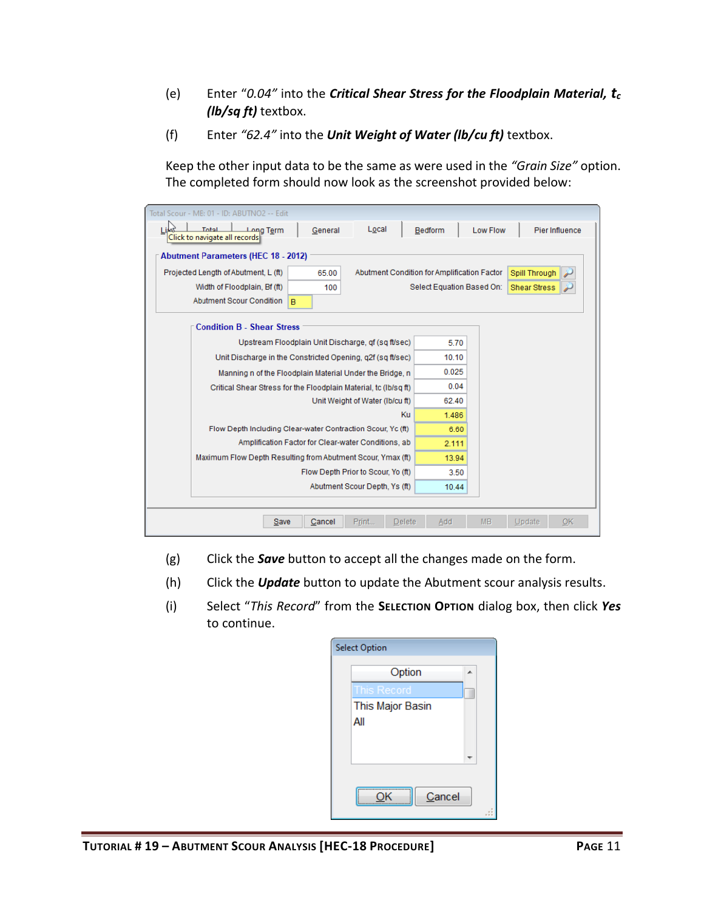(e) Enter *"0.04"* into the ***Critical Shear Stress for the Floodplain Material, $t_c$ (lb/sq ft)*** textbox.

(f) Enter *"62.4"* into the ***Unit Weight of Water (lb/cu ft)*** textbox.

Keep the other input data to be the same as were used in the *"Grain Size"* option. The completed form should now look as the screenshot provided below:

(g) Click the ***Save*** button to accept all the changes made on the form.

(h) Click the ***Update*** button to update the Abutment scour analysis results.

(i) Select "*This Record*" from the **SELECTION OPTION** dialog box, then click ***Yes*** to continue.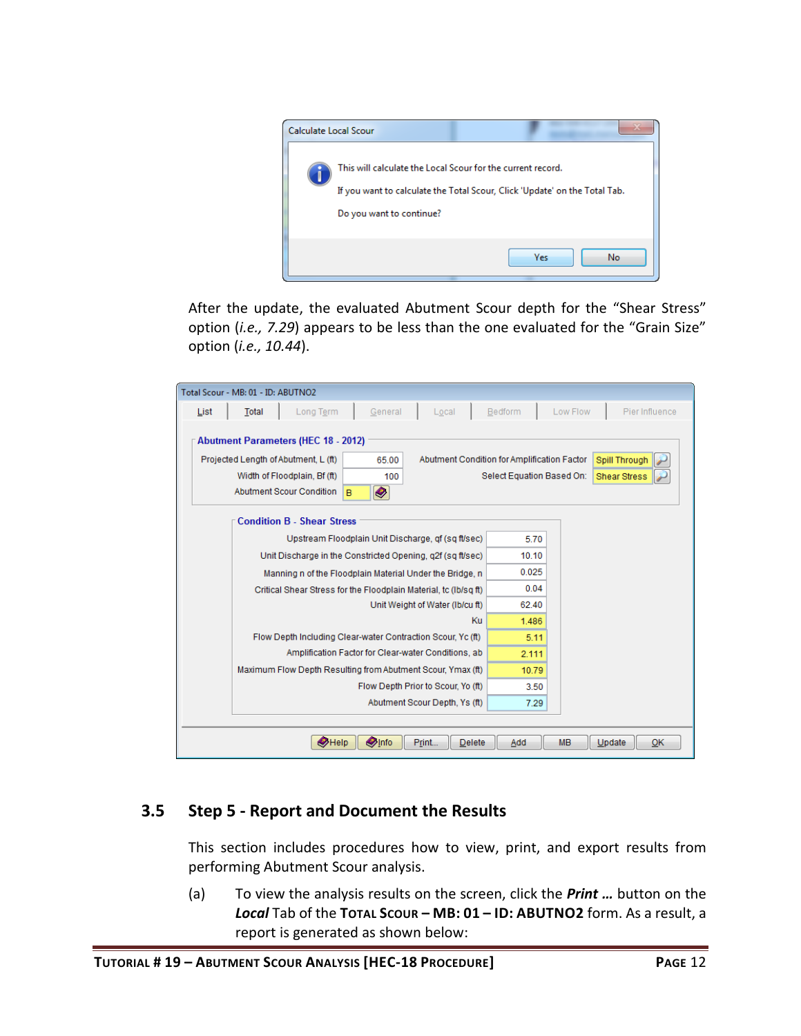Calculate Local Scour

This will calculate the Local Scour for the current record.

If you want to calculate the Total Scour, Click 'Update' on the Total Tab.

Do you want to continue?

Yes | No

After the update, the evaluated Abutment Scour depth for the “Shear Stress” option (*i.e., 7.29*) appears to be less than the one evaluated for the “Grain Size” option (*i.e., 10.44*).

Total Scour - MB: 01 - ID: ABUTNO2

List | Total | Long Term | General | Local | Bedform | Low Flow | Pier Influence

**Abutment Parameters (HEC 18 - 2012)**

| Parameter | Value |
|---|---|
| Projected Length of Abutment, L (ft) | 65.00 |
| Width of Floodplain, Bf (ft) | 100 |
| Abutment Scour Condition | B |
| Abutment Condition for Amplification Factor | Spill Through |
| Select Equation Based On: | Shear Stress |

**Condition B - Shear Stress**

| Parameter | Value |
|---|---|
| Upstream Floodplain Unit Discharge, qf (sq ft/sec) | 5.70 |
| Unit Discharge in the Constricted Opening, q2f (sq ft/sec) | 10.10 |
| Manning n of the Floodplain Material Under the Bridge, n | 0.025 |
| Critical Shear Stress for the Floodplain Material, tc (lb/sq ft) | 0.04 |
| Unit Weight of Water (lb/cu ft) | 62.40 |
| Ku | 1.486 |
| Flow Depth Including Clear-water Contraction Scour, Yc (ft) | 5.11 |
| Amplification Factor for Clear-water Conditions, ab | 2.111 |
| Maximum Flow Depth Resulting from Abutment Scour, Ymax (ft) | 10.79 |
| Flow Depth Prior to Scour, Yo (ft) | 3.50 |
| Abutment Scour Depth, Ys (ft) | 7.29 |

Help | Info | Print... | Delete | Add | MB | Update | OK

## 3.5 Step 5 - Report and Document the Results

This section includes procedures how to view, print, and export results from performing Abutment Scour analysis.

(a) To view the analysis results on the screen, click the ***Print …*** button on the ***Local*** Tab of the **TOTAL SCOUR – MB: 01 – ID: ABUTNO2** form. As a result, a report is generated as shown below: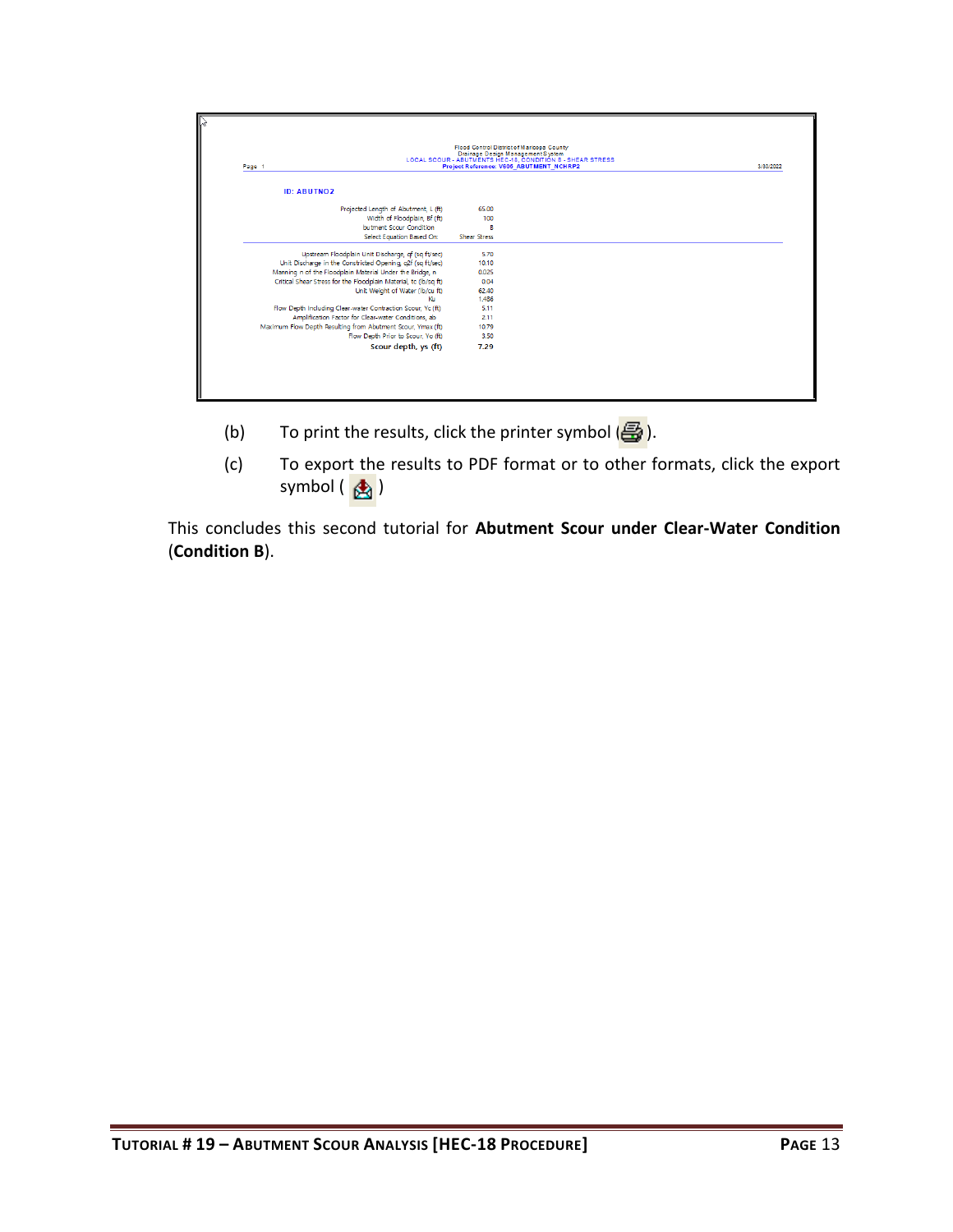Flood Control District of Maricopa County
Drainage Design Management System
LOCAL SCOUR - ABUTMENTS HEC-18, CONDITION B - SHEAR STRESS
Project Reference: V606_ABUTMENT_NCHRP2

Page 1 3/30/2022

**ID: ABUTNO2**

| | |
|---|---|
| Projected Length of Abutment, L (ft) | 65.00 |
| Width of Floodplain, Bf (ft) | 100 |
| butment Scour Condition | B |
| Select Equation Based On: | Shear Stress |
| Upstream Floodplain Unit Discharge, qf (sq ft/sec) | 5.70 |
| Unit Discharge in the Constricted Opening, q2f (sq ft/sec) | 10.10 |
| Manning n of the Floodplain Material Under the Bridge, n | 0.025 |
| Critical Shear Stress for the Floodplain Material, tc (lb/sq ft) | 0.04 |
| Unit Weight of Water (lb/cu ft) | 62.40 |
| Ku | 1.486 |
| Flow Depth Including Clear-water Contraction Scour, Yc (ft) | 5.11 |
| Amplification Factor for Clear-water Conditions, ab | 2.11 |
| Maximum Flow Depth Resulting from Abutment Scour, Ymax (ft) | 10.79 |
| Flow Depth Prior to Scour, Yo (ft) | 3.50 |
| **Scour depth, ys (ft)** | **7.29** |

(b) To print the results, click the printer symbol ( ).

(c) To export the results to PDF format or to other formats, click the export symbol ( )

This concludes this second tutorial for **Abutment Scour under Clear-Water Condition** (**Condition B**).